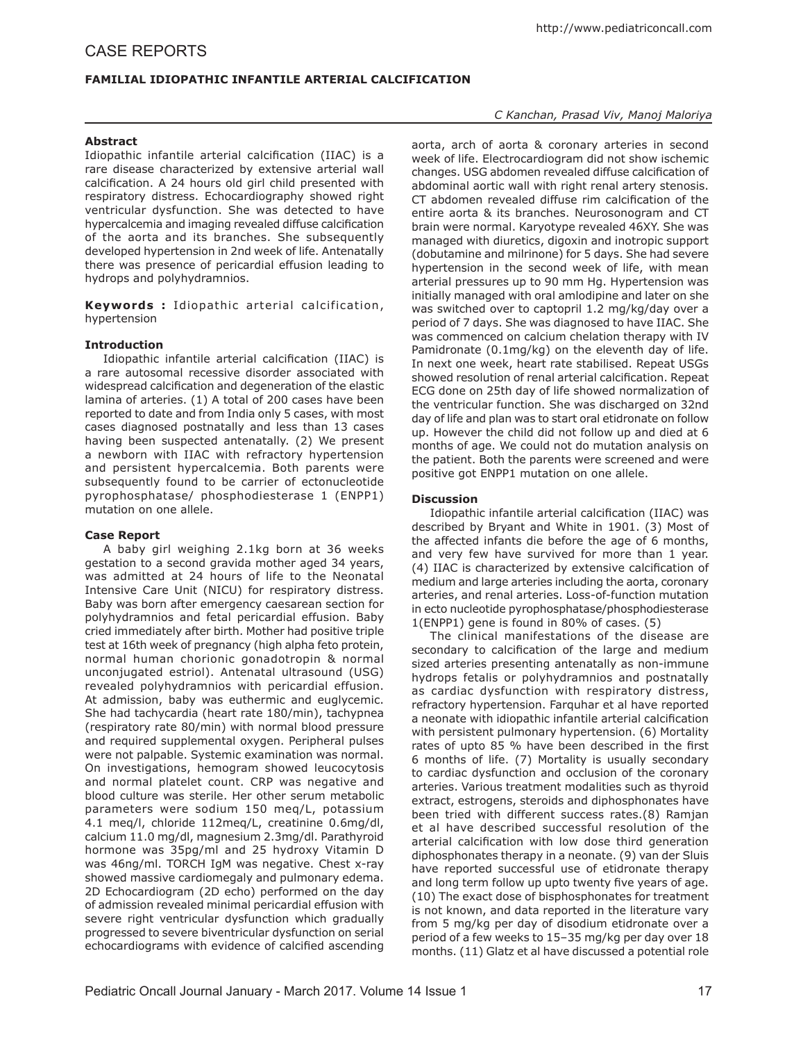# CASE REPORTS

## FAMILIAL IDIOPATHIC INFANTILE ARTERIAL CALCIFICATION

*C Kanchan, Prasad Viv, Manoj Maloriya*

### Abstract

Idiopathic infantile arterial calcification (IIAC) is a rare disease characterized by extensive arterial wall calcification. A 24 hours old girl child presented with respiratory distress. Echocardiography showed right ventricular dysfunction. She was detected to have hypercalcemia and imaging revealed diffuse calcification of the aorta and its branches. She subsequently developed hypertension in 2nd week of life. Antenatally there was presence of pericardial effusion leading to hydrops and polyhydramnios.

**Keywords :** Idiopathic arterial calcification, hypertension

### Introduction

Idiopathic infantile arterial calcification (IIAC) is a rare autosomal recessive disorder associated with widespread calcification and degeneration of the elastic lamina of arteries. (1) A total of 200 cases have been reported to date and from India only 5 cases, with most cases diagnosed postnatally and less than 13 cases having been suspected antenatally. (2) We present a newborn with IIAC with refractory hypertension and persistent hypercalcemia. Both parents were subsequently found to be carrier of ectonucleotide pyrophosphatase/ phosphodiesterase 1 (ENPP1) mutation on one allele.

### Case Report

A baby girl weighing 2.1kg born at 36 weeks gestation to a second gravida mother aged 34 years, was admitted at 24 hours of life to the Neonatal Intensive Care Unit (NICU) for respiratory distress. Baby was born after emergency caesarean section for polyhydramnios and fetal pericardial effusion. Baby cried immediately after birth. Mother had positive triple test at 16th week of pregnancy (high alpha feto protein, normal human chorionic gonadotropin & normal unconjugated estriol). Antenatal ultrasound (USG) revealed polyhydramnios with pericardial effusion. At admission, baby was euthermic and euglycemic. She had tachycardia (heart rate 180/min), tachypnea (respiratory rate 80/min) with normal blood pressure and required supplemental oxygen. Peripheral pulses were not palpable. Systemic examination was normal. On investigations, hemogram showed leucocytosis and normal platelet count. CRP was negative and blood culture was sterile. Her other serum metabolic parameters were sodium 150 meq/L, potassium 4.1 meq/l, chloride 112meq/L, creatinine 0.6mg/dl, calcium 11.0 mg/dl, magnesium 2.3mg/dl. Parathyroid hormone was 35pg/ml and 25 hydroxy Vitamin D was 46ng/ml. TORCH IgM was negative. Chest x-ray showed massive cardiomegaly and pulmonary edema. 2D Echocardiogram (2D echo) performed on the day of admission revealed minimal pericardial effusion with severe right ventricular dysfunction which gradually progressed to severe biventricular dysfunction on serial echocardiograms with evidence of calcified ascending aorta, arch of aorta & coronary arteries in second week of life. Electrocardiogram did not show ischemic changes. USG abdomen revealed diffuse calcification of abdominal aortic wall with right renal artery stenosis. CT abdomen revealed diffuse rim calcification of the entire aorta & its branches. Neurosonogram and CT brain were normal. Karyotype revealed 46XY. She was managed with diuretics, digoxin and inotropic support (dobutamine and milrinone) for 5 days. She had severe hypertension in the second week of life, with mean arterial pressures up to 90 mm Hg. Hypertension was initially managed with oral amlodipine and later on she was switched over to captopril 1.2 mg/kg/day over a period of 7 days. She was diagnosed to have IIAC. She was commenced on calcium chelation therapy with IV Pamidronate (0.1mg/kg) on the eleventh day of life. In next one week, heart rate stabilised. Repeat USGs showed resolution of renal arterial calcification. Repeat ECG done on 25th day of life showed normalization of the ventricular function. She was discharged on 32nd day of life and plan was to start oral etidronate on follow up. However the child did not follow up and died at 6 months of age. We could not do mutation analysis on the patient. Both the parents were screened and were positive got ENPP1 mutation on one allele.

### Discussion

Idiopathic infantile arterial calcification (IIAC) was described by Bryant and White in 1901. (3) Most of the affected infants die before the age of 6 months, and very few have survived for more than 1 year. (4) IIAC is characterized by extensive calcification of medium and large arteries including the aorta, coronary arteries, and renal arteries. Loss-of-function mutation in ecto nucleotide pyrophosphatase/phosphodiesterase 1(ENPP1) gene is found in 80% of cases. (5)

The clinical manifestations of the disease are secondary to calcification of the large and medium sized arteries presenting antenatally as non-immune hydrops fetalis or polyhydramnios and postnatally as cardiac dysfunction with respiratory distress, refractory hypertension. Farquhar et al have reported a neonate with idiopathic infantile arterial calcification with persistent pulmonary hypertension. (6) Mortality rates of upto 85 % have been described in the first 6 months of life. (7) Mortality is usually secondary to cardiac dysfunction and occlusion of the coronary arteries. Various treatment modalities such as thyroid extract, estrogens, steroids and diphosphonates have been tried with different success rates.(8) Ramjan et al have described successful resolution of the arterial calcification with low dose third generation diphosphonates therapy in a neonate. (9) van der Sluis have reported successful use of etidronate therapy and long term follow up upto twenty five years of age. (10) The exact dose of bisphosphonates for treatment is not known, and data reported in the literature vary from 5 mg/kg per day of disodium etidronate over a period of a few weeks to 15–35 mg/kg per day over 18 months. (11) Glatz et al have discussed a potential role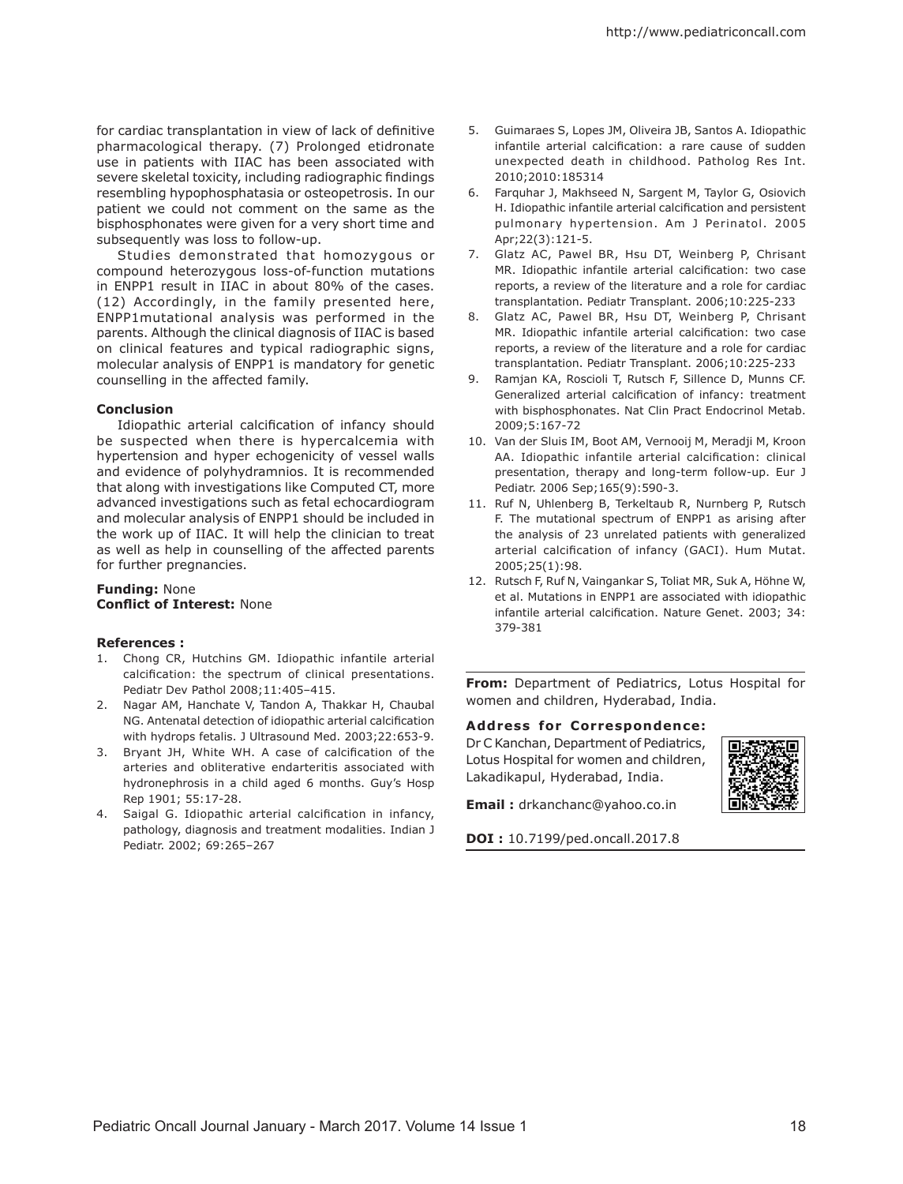for cardiac transplantation in view of lack of definitive pharmacological therapy. (7) Prolonged etidronate use in patients with IIAC has been associated with severe skeletal toxicity, including radiographic findings resembling hypophosphatasia or osteopetrosis. In our patient we could not comment on the same as the bisphosphonates were given for a very short time and subsequently was loss to follow-up.

Studies demonstrated that homozygous or compound heterozygous loss-of-function mutations in ENPP1 result in IIAC in about 80% of the cases. (12) Accordingly, in the family presented here, ENPP1mutational analysis was performed in the parents. Although the clinical diagnosis of IIAC is based on clinical features and typical radiographic signs, molecular analysis of ENPP1 is mandatory for genetic counselling in the affected family.

**Conclusion**

Idiopathic arterial calcification of infancy should be suspected when there is hypercalcemia with hypertension and hyper echogenicity of vessel walls and evidence of polyhydramnios. It is recommended that along with investigations like Computed CT, more advanced investigations such as fetal echocardiogram and molecular analysis of ENPP1 should be included in the work up of IIAC. It will help the clinician to treat as well as help in counselling of the affected parents for further pregnancies.

**Funding:** None
**Conflict of Interest:** None

**References :**

1. Chong CR, Hutchins GM. Idiopathic infantile arterial calcification: the spectrum of clinical presentations. Pediatr Dev Pathol 2008;11:405–415.
2. Nagar AM, Hanchate V, Tandon A, Thakkar H, Chaubal NG. Antenatal detection of idiopathic arterial calcification with hydrops fetalis. J Ultrasound Med. 2003;22:653-9.
3. Bryant JH, White WH. A case of calcification of the arteries and obliterative endarteritis associated with hydronephrosis in a child aged 6 months. Guy's Hosp Rep 1901; 55:17-28.
4. Saigal G. Idiopathic arterial calcification in infancy, pathology, diagnosis and treatment modalities. Indian J Pediatr. 2002; 69:265–267
5. Guimaraes S, Lopes JM, Oliveira JB, Santos A. Idiopathic infantile arterial calcification: a rare cause of sudden unexpected death in childhood. Patholog Res Int. 2010;2010:185314
6. Farquhar J, Makhseed N, Sargent M, Taylor G, Osiovich H. Idiopathic infantile arterial calcification and persistent pulmonary hypertension. Am J Perinatol. 2005 Apr;22(3):121-5.
7. Glatz AC, Pawel BR, Hsu DT, Weinberg P, Chrisant MR. Idiopathic infantile arterial calcification: two case reports, a review of the literature and a role for cardiac transplantation. Pediatr Transplant. 2006;10:225-233
8. Glatz AC, Pawel BR, Hsu DT, Weinberg P, Chrisant MR. Idiopathic infantile arterial calcification: two case reports, a review of the literature and a role for cardiac transplantation. Pediatr Transplant. 2006;10:225-233
9. Ramjan KA, Roscioli T, Rutsch F, Sillence D, Munns CF. Generalized arterial calcification of infancy: treatment with bisphosphonates. Nat Clin Pract Endocrinol Metab. 2009;5:167-72
10. Van der Sluis IM, Boot AM, Vernooij M, Meradji M, Kroon AA. Idiopathic infantile arterial calcification: clinical presentation, therapy and long-term follow-up. Eur J Pediatr. 2006 Sep;165(9):590-3.
11. Ruf N, Uhlenberg B, Terkeltaub R, Nurnberg P, Rutsch F. The mutational spectrum of ENPP1 as arising after the analysis of 23 unrelated patients with generalized arterial calcification of infancy (GACI). Hum Mutat. 2005;25(1):98.
12. Rutsch F, Ruf N, Vaingankar S, Toliat MR, Suk A, Höhne W, et al. Mutations in ENPP1 are associated with idiopathic infantile arterial calcification. Nature Genet. 2003; 34: 379-381

**From:** Department of Pediatrics, Lotus Hospital for women and children, Hyderabad, India.

**Address for Correspondence:**
Dr C Kanchan, Department of Pediatrics, Lotus Hospital for women and children, Lakadikapul, Hyderabad, India.

**Email :** drkanchanc@yahoo.co.in

**DOI :** 10.7199/ped.oncall.2017.8